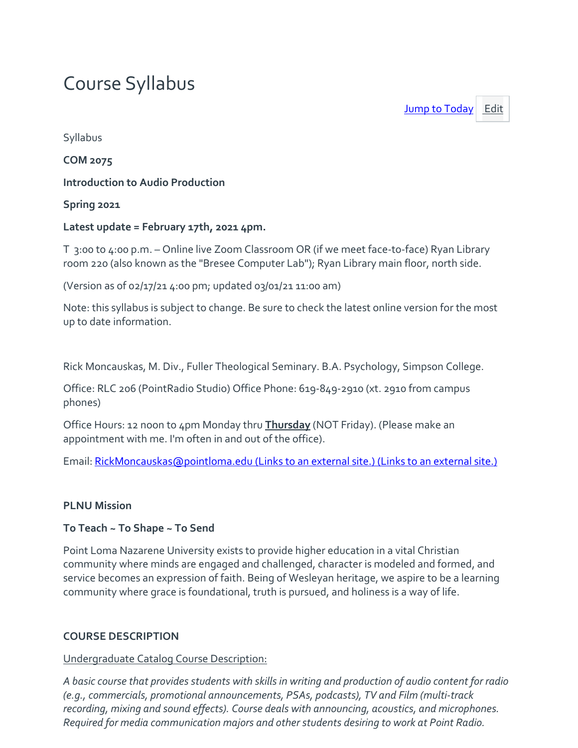# Course Syllabus

Jump to Today Edit

Syllabus

**COM 2075**

**Introduction to Audio Production**

**Spring 2021**

**Latest update = February 17th, 2021 4pm.**

T 3:00 to 4:00 p.m. – Online live Zoom Classroom OR (if we meet face-to-face) Ryan Library room 220 (also known as the "Bresee Computer Lab"); Ryan Library main floor, north side.

(Version as of 02/17/21 4:00 pm; updated 03/01/21 11:00 am)

Note: this syllabus is subject to change. Be sure to check the latest online version for the most up to date information.

Rick Moncauskas, M. Div., Fuller Theological Seminary. B.A. Psychology, Simpson College.

Office: RLC 206 (PointRadio Studio) Office Phone: 619-849-2910 (xt. 2910 from campus phones)

Office Hours: 12 noon to 4pm Monday thru **Thursday** (NOT Friday). (Please make an appointment with me. I'm often in and out of the office).

Email: RickMoncauskas@pointloma.edu (Links to an external site.) (Links to an external site.)

**PLNU Mission**

**To Teach ~ To Shape ~ To Send**

Point Loma Nazarene University exists to provide higher education in a vital Christian community where minds are engaged and challenged, character is modeled and formed, and service becomes an expression of faith. Being of Wesleyan heritage, we aspire to be a learning community where grace is foundational, truth is pursued, and holiness is a way of life.

**COURSE DESCRIPTION**

Undergraduate Catalog Course Description:

*A basic course that provides students with skills in writing and production of audio content for radio (e.g., commercials, promotional announcements, PSAs, podcasts), TV and Film (multi-track recording, mixing and sound effects). Course deals with announcing, acoustics, and microphones. Required for media communication majors and other students desiring to work at Point Radio.*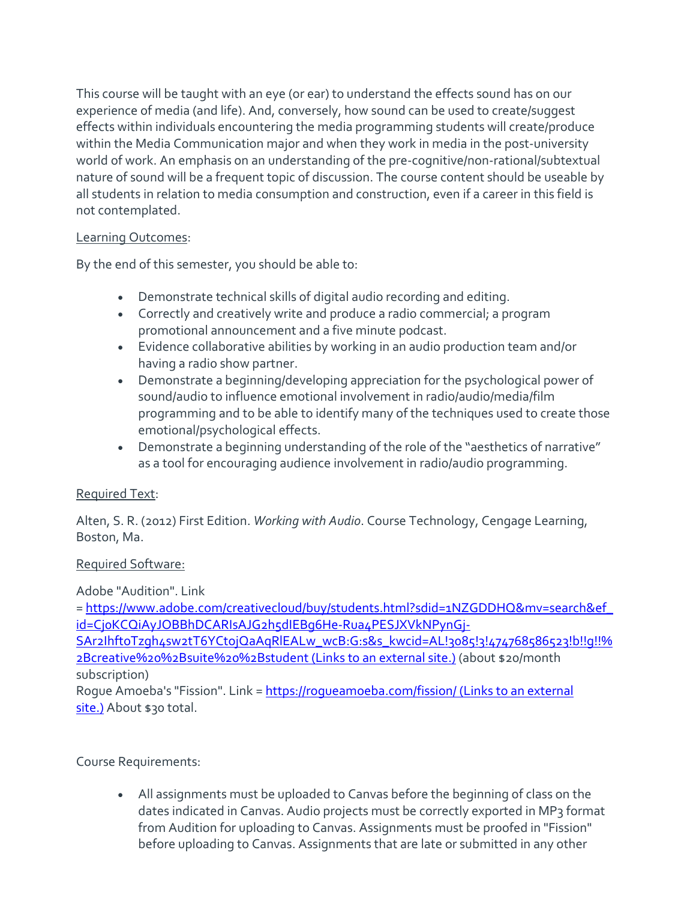This course will be taught with an eye (or ear) to understand the effects sound has on our experience of media (and life). And, conversely, how sound can be used to create/suggest effects within individuals encountering the media programming students will create/produce within the Media Communication major and when they work in media in the post-university world of work. An emphasis on an understanding of the pre-cognitive/non-rational/subtextual nature of sound will be a frequent topic of discussion. The course content should be useable by all students in relation to media consumption and construction, even if a career in this field is not contemplated.

Learning Outcomes:

By the end of this semester, you should be able to:

- Demonstrate technical skills of digital audio recording and editing.
- Correctly and creatively write and produce a radio commercial; a program promotional announcement and a five minute podcast.
- Evidence collaborative abilities by working in an audio production team and/or having a radio show partner.
- Demonstrate a beginning/developing appreciation for the psychological power of sound/audio to influence emotional involvement in radio/audio/media/film programming and to be able to identify many of the techniques used to create those emotional/psychological effects.
- Demonstrate a beginning understanding of the role of the "aesthetics of narrative" as a tool for encouraging audience involvement in radio/audio programming.

Required Text:

Alten, S. R. (2012) First Edition. *Working with Audio*. Course Technology, Cengage Learning, Boston, Ma.

Required Software:

Adobe "Audition". Link = [https://www.adobe.com/creativecloud/buy/students.html?sdid=1NZGDDHQ&mv=search&ef_id=Cj0KCQiAyJOBBhDCARIsAJG2h5dIEBg6He-Rua4PESJXVkNPynGj-SAr2IhftoTzgh4sw2tT6YCtojQaAqRlEALw_wcB:G:s&s_kwcid=AL!3085!3!474768586523!b!!g!!%2Bcreative%20%2Bsuite%20%2Bstudent (Links to an external site.)](https://www.adobe.com/creativecloud/buy/students.html?sdid=1NZGDDHQ&mv=search&ef_id=Cj0KCQiAyJOBBhDCARIsAJG2h5dIEBg6He-Rua4PESJXVkNPynGj-SAr2IhftoTzgh4sw2tT6YCtojQaAqRlEALw_wcB:G:s&s_kwcid=AL!3085!3!474768586523!b!!g!!%2Bcreative%20%2Bsuite%20%2Bstudent) (about $20/month subscription)
Rogue Amoeba's "Fission". Link = [https://rogueamoeba.com/fission/ (Links to an external site.)](https://rogueamoeba.com/fission/) About $30 total.

Course Requirements:

- All assignments must be uploaded to Canvas before the beginning of class on the dates indicated in Canvas. Audio projects must be correctly exported in MP3 format from Audition for uploading to Canvas. Assignments must be proofed in "Fission" before uploading to Canvas. Assignments that are late or submitted in any other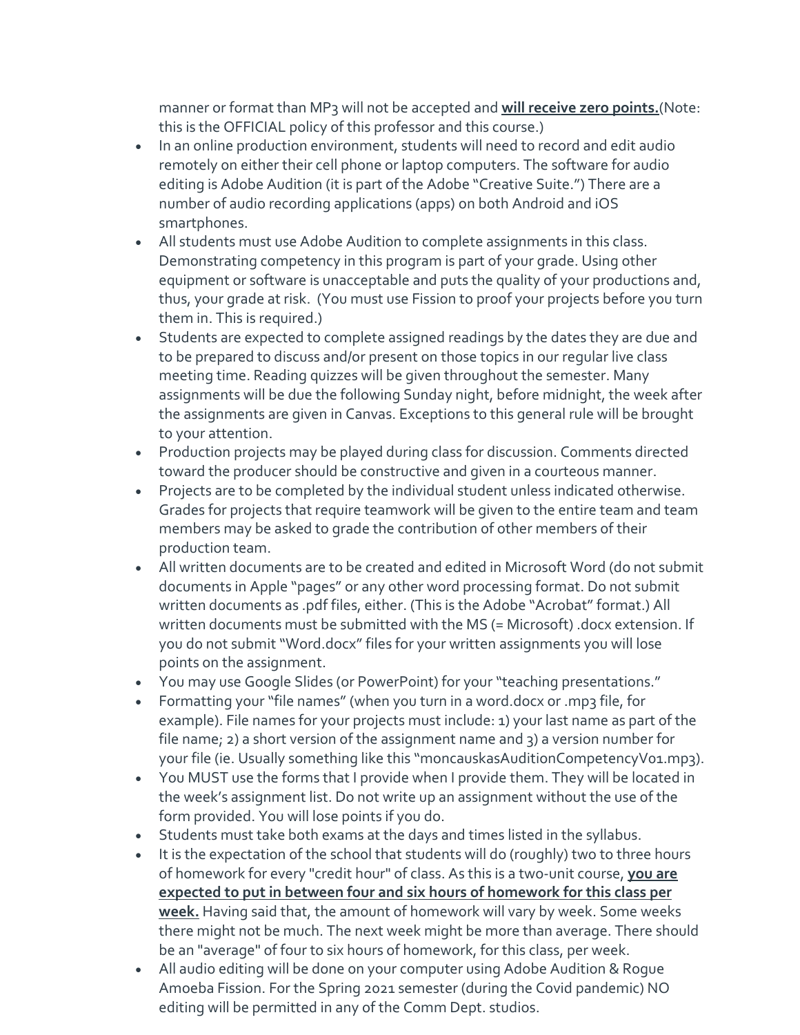manner or format than MP3 will not be accepted and **will receive zero points.**(Note: this is the OFFICIAL policy of this professor and this course.)

- In an online production environment, students will need to record and edit audio remotely on either their cell phone or laptop computers. The software for audio editing is Adobe Audition (it is part of the Adobe "Creative Suite.") There are a number of audio recording applications (apps) on both Android and iOS smartphones.
- All students must use Adobe Audition to complete assignments in this class. Demonstrating competency in this program is part of your grade. Using other equipment or software is unacceptable and puts the quality of your productions and, thus, your grade at risk. (You must use Fission to proof your projects before you turn them in. This is required.)
- Students are expected to complete assigned readings by the dates they are due and to be prepared to discuss and/or present on those topics in our regular live class meeting time. Reading quizzes will be given throughout the semester. Many assignments will be due the following Sunday night, before midnight, the week after the assignments are given in Canvas. Exceptions to this general rule will be brought to your attention.
- Production projects may be played during class for discussion. Comments directed toward the producer should be constructive and given in a courteous manner.
- Projects are to be completed by the individual student unless indicated otherwise. Grades for projects that require teamwork will be given to the entire team and team members may be asked to grade the contribution of other members of their production team.
- All written documents are to be created and edited in Microsoft Word (do not submit documents in Apple "pages" or any other word processing format. Do not submit written documents as .pdf files, either. (This is the Adobe "Acrobat" format.) All written documents must be submitted with the MS (= Microsoft) .docx extension. If you do not submit "Word.docx" files for your written assignments you will lose points on the assignment.
- You may use Google Slides (or PowerPoint) for your "teaching presentations."
- Formatting your "file names" (when you turn in a word.docx or .mp3 file, for example). File names for your projects must include: 1) your last name as part of the file name; 2) a short version of the assignment name and 3) a version number for your file (ie. Usually something like this "moncauskasAuditionCompetencyV01.mp3).
- You MUST use the forms that I provide when I provide them. They will be located in the week's assignment list. Do not write up an assignment without the use of the form provided. You will lose points if you do.
- Students must take both exams at the days and times listed in the syllabus.
- It is the expectation of the school that students will do (roughly) two to three hours of homework for every "credit hour" of class. As this is a two-unit course, **you are expected to put in between four and six hours of homework for this class per week.** Having said that, the amount of homework will vary by week. Some weeks there might not be much. The next week might be more than average. There should be an "average" of four to six hours of homework, for this class, per week.
- All audio editing will be done on your computer using Adobe Audition & Rogue Amoeba Fission. For the Spring 2021 semester (during the Covid pandemic) NO editing will be permitted in any of the Comm Dept. studios.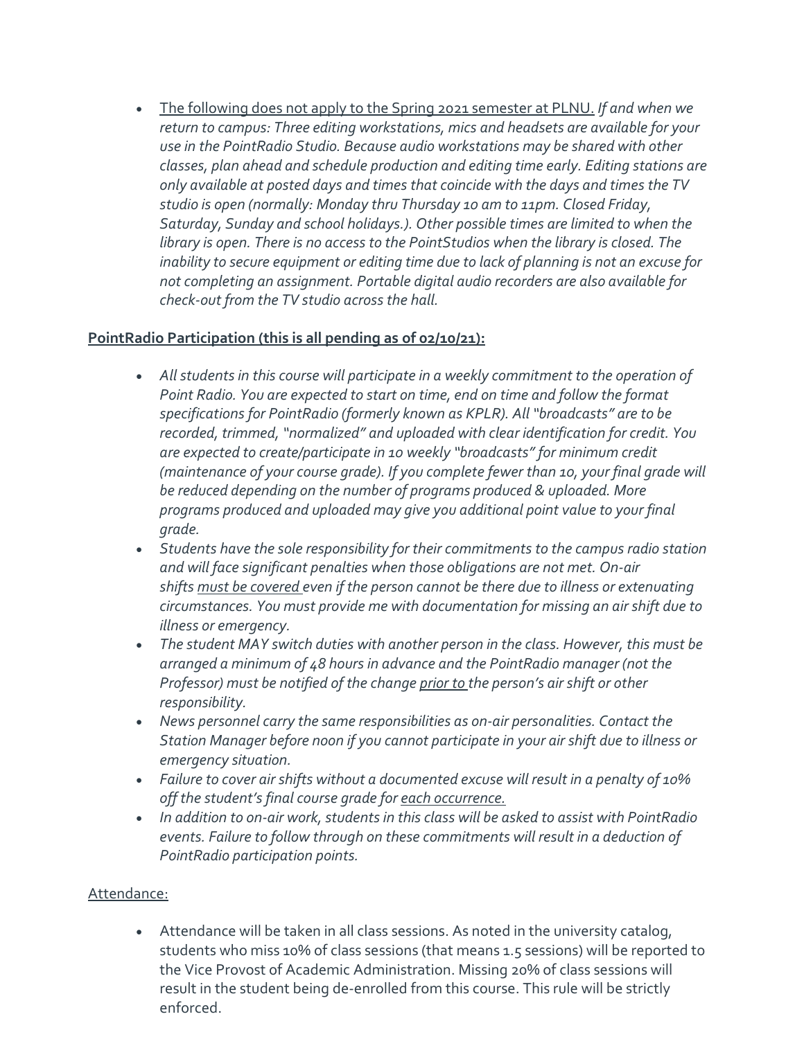- <u>The following does not apply to the Spring 2021 semester at PLNU.</u> *If and when we return to campus: Three editing workstations, mics and headsets are available for your use in the PointRadio Studio. Because audio workstations may be shared with other classes, plan ahead and schedule production and editing time early. Editing stations are only available at posted days and times that coincide with the days and times the TV studio is open (normally: Monday thru Thursday 10 am to 11pm. Closed Friday, Saturday, Sunday and school holidays.). Other possible times are limited to when the library is open. There is no access to the PointStudios when the library is closed. The inability to secure equipment or editing time due to lack of planning is not an excuse for not completing an assignment. Portable digital audio recorders are also available for check-out from the TV studio across the hall.*

**<u>PointRadio Participation (this is all pending as of 02/10/21):</u>**

- *All students in this course will participate in a weekly commitment to the operation of Point Radio. You are expected to start on time, end on time and follow the format specifications for PointRadio (formerly known as KPLR). All "broadcasts" are to be recorded, trimmed, "normalized" and uploaded with clear identification for credit. You are expected to create/participate in 10 weekly "broadcasts" for minimum credit (maintenance of your course grade). If you complete fewer than 10, your final grade will be reduced depending on the number of programs produced & uploaded. More programs produced and uploaded may give you additional point value to your final grade.*
- *Students have the sole responsibility for their commitments to the campus radio station and will face significant penalties when those obligations are not met. On-air shifts <u>must be covered</u> even if the person cannot be there due to illness or extenuating circumstances. You must provide me with documentation for missing an air shift due to illness or emergency.*
- *The student MAY switch duties with another person in the class. However, this must be arranged a minimum of 48 hours in advance and the PointRadio manager (not the Professor) must be notified of the change <u>prior to</u> the person's air shift or other responsibility.*
- *News personnel carry the same responsibilities as on-air personalities. Contact the Station Manager before noon if you cannot participate in your air shift due to illness or emergency situation.*
- *Failure to cover air shifts without a documented excuse will result in a penalty of 10% off the student's final course grade for <u>each occurrence.</u>*
- *In addition to on-air work, students in this class will be asked to assist with PointRadio events. Failure to follow through on these commitments will result in a deduction of PointRadio participation points.*

<u>Attendance:</u>

- Attendance will be taken in all class sessions. As noted in the university catalog, students who miss 10% of class sessions (that means 1.5 sessions) will be reported to the Vice Provost of Academic Administration. Missing 20% of class sessions will result in the student being de-enrolled from this course. This rule will be strictly enforced.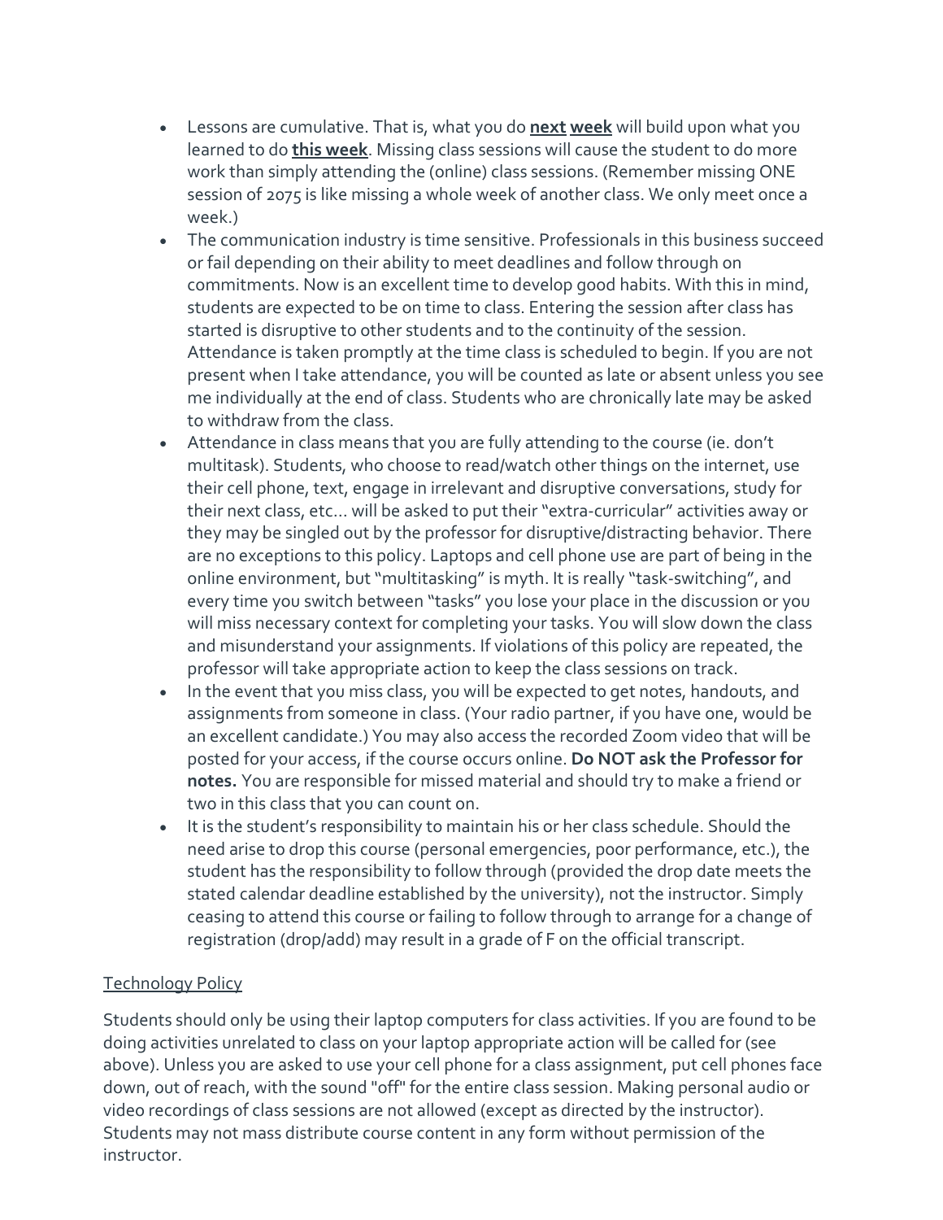- Lessons are cumulative. That is, what you do **next week** will build upon what you learned to do **this week**. Missing class sessions will cause the student to do more work than simply attending the (online) class sessions. (Remember missing ONE session of 2075 is like missing a whole week of another class. We only meet once a week.)
- The communication industry is time sensitive. Professionals in this business succeed or fail depending on their ability to meet deadlines and follow through on commitments. Now is an excellent time to develop good habits. With this in mind, students are expected to be on time to class. Entering the session after class has started is disruptive to other students and to the continuity of the session. Attendance is taken promptly at the time class is scheduled to begin. If you are not present when I take attendance, you will be counted as late or absent unless you see me individually at the end of class. Students who are chronically late may be asked to withdraw from the class.
- Attendance in class means that you are fully attending to the course (ie. don't multitask). Students, who choose to read/watch other things on the internet, use their cell phone, text, engage in irrelevant and disruptive conversations, study for their next class, etc… will be asked to put their "extra-curricular" activities away or they may be singled out by the professor for disruptive/distracting behavior. There are no exceptions to this policy. Laptops and cell phone use are part of being in the online environment, but "multitasking" is myth. It is really "task-switching", and every time you switch between "tasks" you lose your place in the discussion or you will miss necessary context for completing your tasks. You will slow down the class and misunderstand your assignments. If violations of this policy are repeated, the professor will take appropriate action to keep the class sessions on track.
- In the event that you miss class, you will be expected to get notes, handouts, and assignments from someone in class. (Your radio partner, if you have one, would be an excellent candidate.) You may also access the recorded Zoom video that will be posted for your access, if the course occurs online. **Do NOT ask the Professor for notes.** You are responsible for missed material and should try to make a friend or two in this class that you can count on.
- It is the student's responsibility to maintain his or her class schedule. Should the need arise to drop this course (personal emergencies, poor performance, etc.), the student has the responsibility to follow through (provided the drop date meets the stated calendar deadline established by the university), not the instructor. Simply ceasing to attend this course or failing to follow through to arrange for a change of registration (drop/add) may result in a grade of F on the official transcript.

Technology Policy

Students should only be using their laptop computers for class activities. If you are found to be doing activities unrelated to class on your laptop appropriate action will be called for (see above). Unless you are asked to use your cell phone for a class assignment, put cell phones face down, out of reach, with the sound "off" for the entire class session. Making personal audio or video recordings of class sessions are not allowed (except as directed by the instructor). Students may not mass distribute course content in any form without permission of the instructor.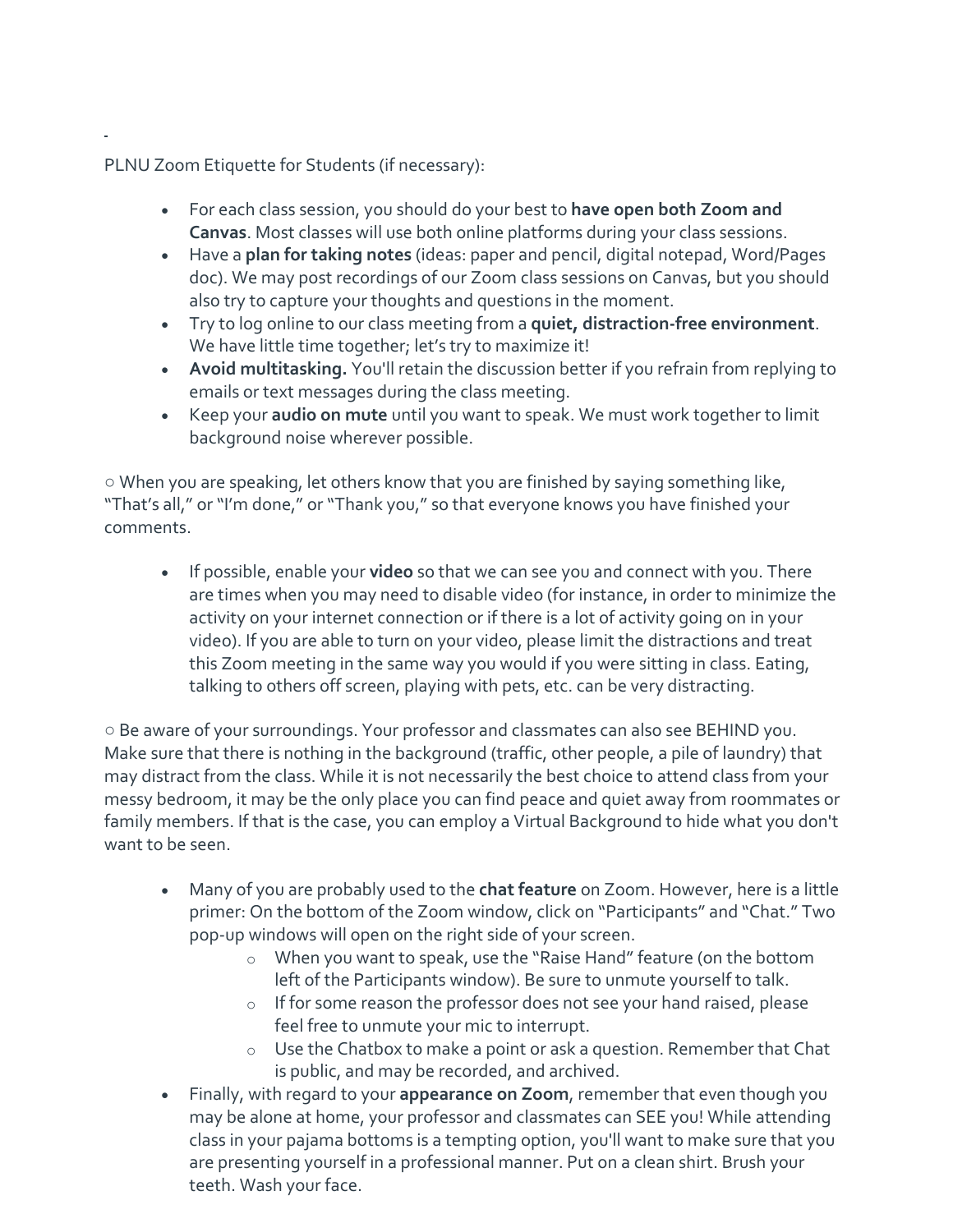PLNU Zoom Etiquette for Students (if necessary):

- For each class session, you should do your best to **have open both Zoom and Canvas**. Most classes will use both online platforms during your class sessions.
- Have a **plan for taking notes** (ideas: paper and pencil, digital notepad, Word/Pages doc). We may post recordings of our Zoom class sessions on Canvas, but you should also try to capture your thoughts and questions in the moment.
- Try to log online to our class meeting from a **quiet, distraction-free environment**. We have little time together; let's try to maximize it!
- **Avoid multitasking.** You'll retain the discussion better if you refrain from replying to emails or text messages during the class meeting.
- Keep your **audio on mute** until you want to speak. We must work together to limit background noise wherever possible.

○ When you are speaking, let others know that you are finished by saying something like, "That's all," or "I'm done," or "Thank you," so that everyone knows you have finished your comments.

- If possible, enable your **video** so that we can see you and connect with you. There are times when you may need to disable video (for instance, in order to minimize the activity on your internet connection or if there is a lot of activity going on in your video). If you are able to turn on your video, please limit the distractions and treat this Zoom meeting in the same way you would if you were sitting in class. Eating, talking to others off screen, playing with pets, etc. can be very distracting.

○ Be aware of your surroundings. Your professor and classmates can also see BEHIND you. Make sure that there is nothing in the background (traffic, other people, a pile of laundry) that may distract from the class. While it is not necessarily the best choice to attend class from your messy bedroom, it may be the only place you can find peace and quiet away from roommates or family members. If that is the case, you can employ a Virtual Background to hide what you don't want to be seen.

- Many of you are probably used to the **chat feature** on Zoom. However, here is a little primer: On the bottom of the Zoom window, click on "Participants" and "Chat." Two pop-up windows will open on the right side of your screen.
  - When you want to speak, use the "Raise Hand" feature (on the bottom left of the Participants window). Be sure to unmute yourself to talk.
  - If for some reason the professor does not see your hand raised, please feel free to unmute your mic to interrupt.
  - Use the Chatbox to make a point or ask a question. Remember that Chat is public, and may be recorded, and archived.
- Finally, with regard to your **appearance on Zoom**, remember that even though you may be alone at home, your professor and classmates can SEE you! While attending class in your pajama bottoms is a tempting option, you'll want to make sure that you are presenting yourself in a professional manner. Put on a clean shirt. Brush your teeth. Wash your face.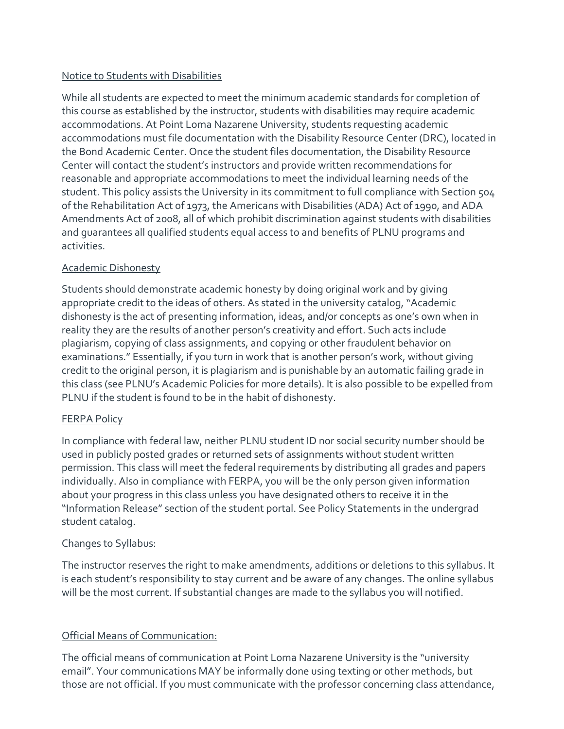## Notice to Students with Disabilities

While all students are expected to meet the minimum academic standards for completion of this course as established by the instructor, students with disabilities may require academic accommodations. At Point Loma Nazarene University, students requesting academic accommodations must file documentation with the Disability Resource Center (DRC), located in the Bond Academic Center. Once the student files documentation, the Disability Resource Center will contact the student's instructors and provide written recommendations for reasonable and appropriate accommodations to meet the individual learning needs of the student. This policy assists the University in its commitment to full compliance with Section 504 of the Rehabilitation Act of 1973, the Americans with Disabilities (ADA) Act of 1990, and ADA Amendments Act of 2008, all of which prohibit discrimination against students with disabilities and guarantees all qualified students equal access to and benefits of PLNU programs and activities.

## Academic Dishonesty

Students should demonstrate academic honesty by doing original work and by giving appropriate credit to the ideas of others. As stated in the university catalog, "Academic dishonesty is the act of presenting information, ideas, and/or concepts as one's own when in reality they are the results of another person's creativity and effort. Such acts include plagiarism, copying of class assignments, and copying or other fraudulent behavior on examinations." Essentially, if you turn in work that is another person's work, without giving credit to the original person, it is plagiarism and is punishable by an automatic failing grade in this class (see PLNU's Academic Policies for more details). It is also possible to be expelled from PLNU if the student is found to be in the habit of dishonesty.

## FERPA Policy

In compliance with federal law, neither PLNU student ID nor social security number should be used in publicly posted grades or returned sets of assignments without student written permission. This class will meet the federal requirements by distributing all grades and papers individually. Also in compliance with FERPA, you will be the only person given information about your progress in this class unless you have designated others to receive it in the "Information Release" section of the student portal. See Policy Statements in the undergrad student catalog.

Changes to Syllabus:

The instructor reserves the right to make amendments, additions or deletions to this syllabus. It is each student's responsibility to stay current and be aware of any changes. The online syllabus will be the most current. If substantial changes are made to the syllabus you will notified.

## Official Means of Communication:

The official means of communication at Point Loma Nazarene University is the "university email". Your communications MAY be informally done using texting or other methods, but those are not official. If you must communicate with the professor concerning class attendance,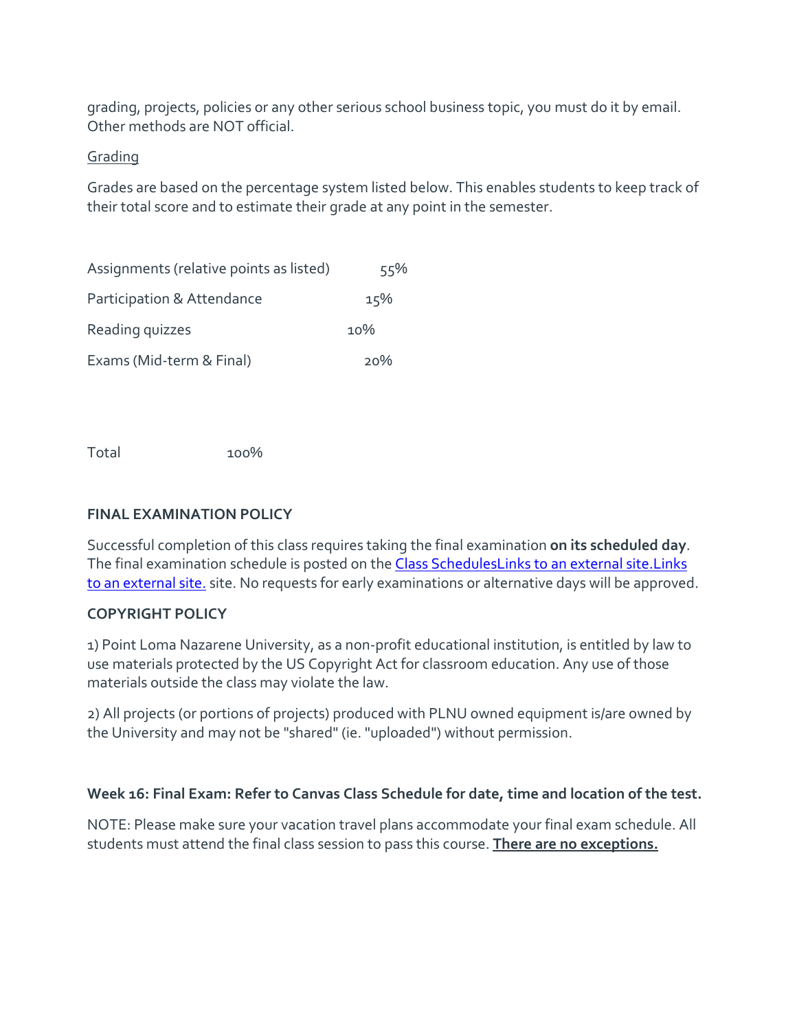grading, projects, policies or any other serious school business topic, you must do it by email. Other methods are NOT official.

Grading

Grades are based on the percentage system listed below. This enables students to keep track of their total score and to estimate their grade at any point in the semester.

| | |
|---|---|
| Assignments (relative points as listed) | 55% |
| Participation & Attendance | 15% |
| Reading quizzes | 10% |
| Exams (Mid-term & Final) | 20% |
| Total | 100% |

**FINAL EXAMINATION POLICY**

Successful completion of this class requires taking the final examination **on its scheduled day**. The final examination schedule is posted on the [Class SchedulesLinks to an external site.Links to an external site.] site. No requests for early examinations or alternative days will be approved.

**COPYRIGHT POLICY**

1) Point Loma Nazarene University, as a non-profit educational institution, is entitled by law to use materials protected by the US Copyright Act for classroom education. Any use of those materials outside the class may violate the law.

2) All projects (or portions of projects) produced with PLNU owned equipment is/are owned by the University and may not be "shared" (ie. "uploaded") without permission.

**Week 16: Final Exam: Refer to Canvas Class Schedule for date, time and location of the test.**

NOTE: Please make sure your vacation travel plans accommodate your final exam schedule. All students must attend the final class session to pass this course. **There are no exceptions.**